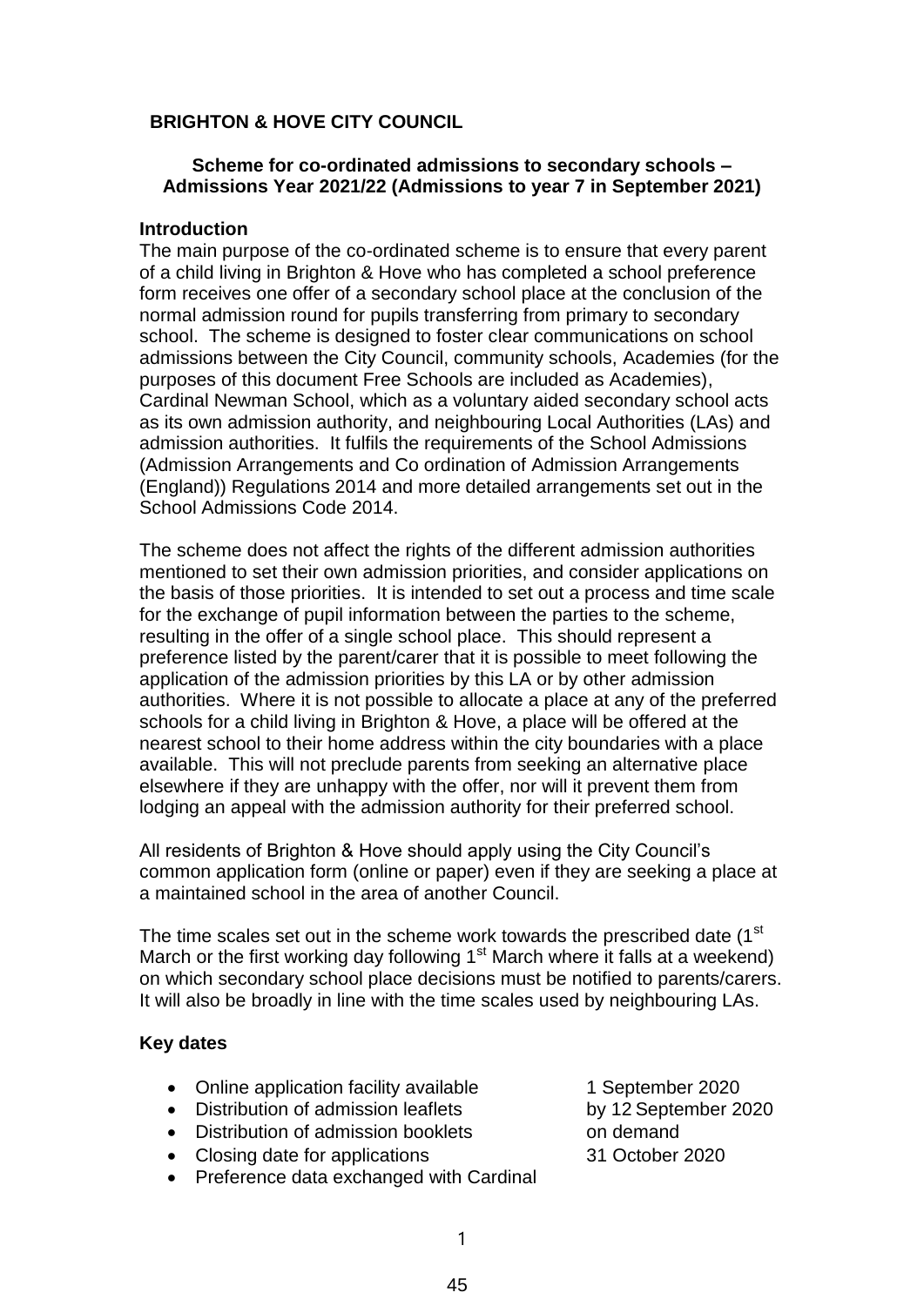**BRIGHTON & HOVE CITY COUNCIL**

**Scheme for co-ordinated admissions to secondary schools – Admissions Year 2021/22 (Admissions to year 7 in September 2021)**

**Introduction**

The main purpose of the co-ordinated scheme is to ensure that every parent of a child living in Brighton & Hove who has completed a school preference form receives one offer of a secondary school place at the conclusion of the normal admission round for pupils transferring from primary to secondary school. The scheme is designed to foster clear communications on school admissions between the City Council, community schools, Academies (for the purposes of this document Free Schools are included as Academies), Cardinal Newman School, which as a voluntary aided secondary school acts as its own admission authority, and neighbouring Local Authorities (LAs) and admission authorities. It fulfils the requirements of the School Admissions (Admission Arrangements and Co ordination of Admission Arrangements (England)) Regulations 2014 and more detailed arrangements set out in the School Admissions Code 2014.

The scheme does not affect the rights of the different admission authorities mentioned to set their own admission priorities, and consider applications on the basis of those priorities. It is intended to set out a process and time scale for the exchange of pupil information between the parties to the scheme, resulting in the offer of a single school place. This should represent a preference listed by the parent/carer that it is possible to meet following the application of the admission priorities by this LA or by other admission authorities. Where it is not possible to allocate a place at any of the preferred schools for a child living in Brighton & Hove, a place will be offered at the nearest school to their home address within the city boundaries with a place available. This will not preclude parents from seeking an alternative place elsewhere if they are unhappy with the offer, nor will it prevent them from lodging an appeal with the admission authority for their preferred school.

All residents of Brighton & Hove should apply using the City Council's common application form (online or paper) even if they are seeking a place at a maintained school in the area of another Council.

The time scales set out in the scheme work towards the prescribed date (1st March or the first working day following 1st March where it falls at a weekend) on which secondary school place decisions must be notified to parents/carers. It will also be broadly in line with the time scales used by neighbouring LAs.

**Key dates**

- Online application facility available — 1 September 2020
- Distribution of admission leaflets — by 12 September 2020
- Distribution of admission booklets — on demand
- Closing date for applications — 31 October 2020
- Preference data exchanged with Cardinal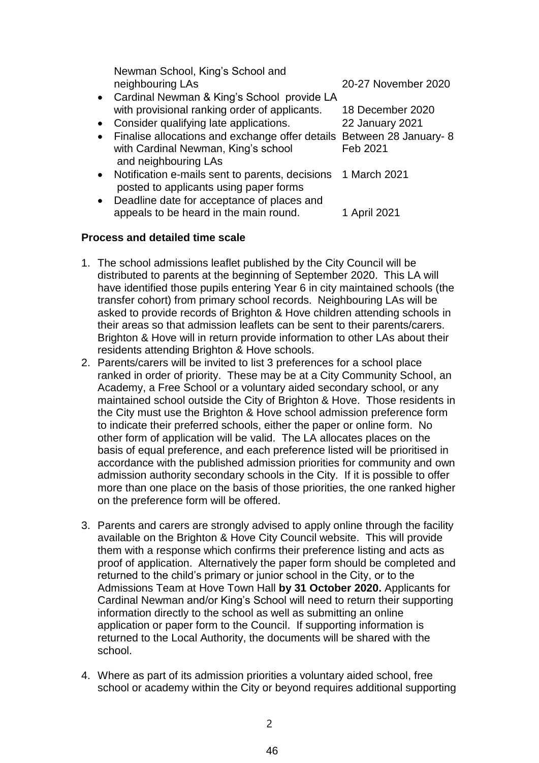Newman School, King's School and neighbouring LAs 20-27 November 2020

- Cardinal Newman & King's School provide LA with provisional ranking order of applicants. 18 December 2020
- Consider qualifying late applications. 22 January 2021
- Finalise allocations and exchange offer details with Cardinal Newman, King's school and neighbouring LAs Between 28 January- 8 Feb 2021
- Notification e-mails sent to parents, decisions posted to applicants using paper forms 1 March 2021
- Deadline date for acceptance of places and appeals to be heard in the main round. 1 April 2021

**Process and detailed time scale**

1. The school admissions leaflet published by the City Council will be distributed to parents at the beginning of September 2020. This LA will have identified those pupils entering Year 6 in city maintained schools (the transfer cohort) from primary school records. Neighbouring LAs will be asked to provide records of Brighton & Hove children attending schools in their areas so that admission leaflets can be sent to their parents/carers. Brighton & Hove will in return provide information to other LAs about their residents attending Brighton & Hove schools.
2. Parents/carers will be invited to list 3 preferences for a school place ranked in order of priority. These may be at a City Community School, an Academy, a Free School or a voluntary aided secondary school, or any maintained school outside the City of Brighton & Hove. Those residents in the City must use the Brighton & Hove school admission preference form to indicate their preferred schools, either the paper or online form. No other form of application will be valid. The LA allocates places on the basis of equal preference, and each preference listed will be prioritised in accordance with the published admission priorities for community and own admission authority secondary schools in the City. If it is possible to offer more than one place on the basis of those priorities, the one ranked higher on the preference form will be offered.
3. Parents and carers are strongly advised to apply online through the facility available on the Brighton & Hove City Council website. This will provide them with a response which confirms their preference listing and acts as proof of application. Alternatively the paper form should be completed and returned to the child's primary or junior school in the City, or to the Admissions Team at Hove Town Hall **by 31 October 2020.** Applicants for Cardinal Newman and/or King's School will need to return their supporting information directly to the school as well as submitting an online application or paper form to the Council. If supporting information is returned to the Local Authority, the documents will be shared with the school.
4. Where as part of its admission priorities a voluntary aided school, free school or academy within the City or beyond requires additional supporting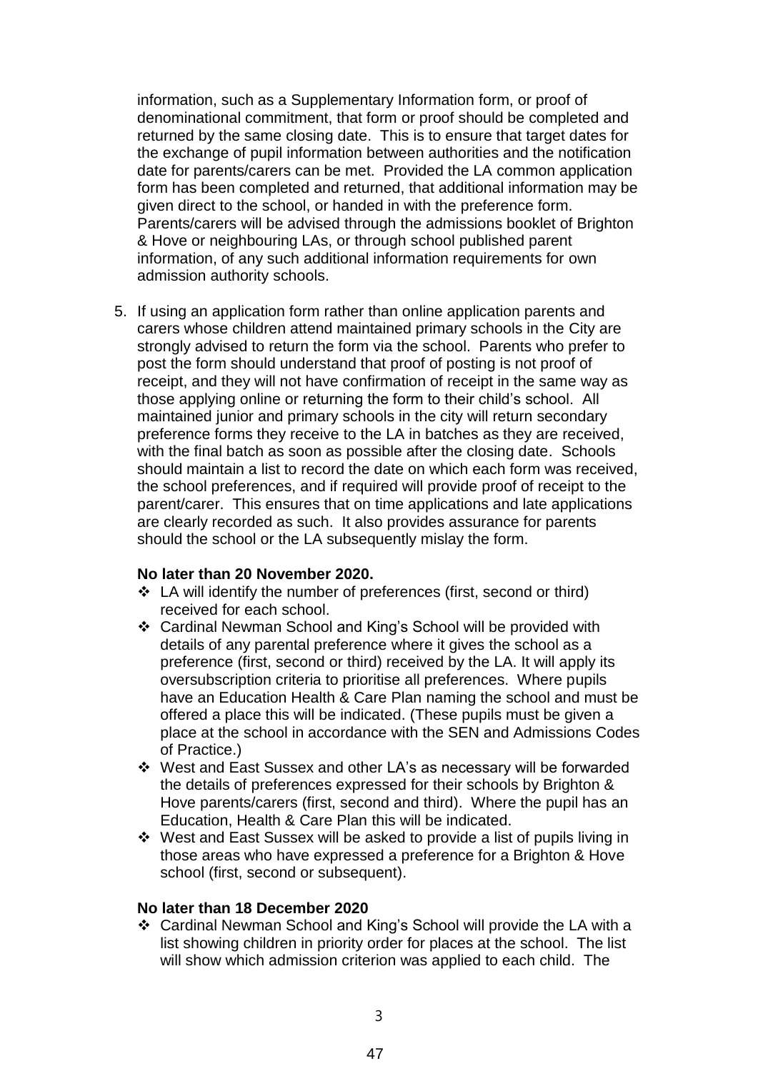information, such as a Supplementary Information form, or proof of denominational commitment, that form or proof should be completed and returned by the same closing date. This is to ensure that target dates for the exchange of pupil information between authorities and the notification date for parents/carers can be met. Provided the LA common application form has been completed and returned, that additional information may be given direct to the school, or handed in with the preference form. Parents/carers will be advised through the admissions booklet of Brighton & Hove or neighbouring LAs, or through school published parent information, of any such additional information requirements for own admission authority schools.

5. If using an application form rather than online application parents and carers whose children attend maintained primary schools in the City are strongly advised to return the form via the school. Parents who prefer to post the form should understand that proof of posting is not proof of receipt, and they will not have confirmation of receipt in the same way as those applying online or returning the form to their child's school. All maintained junior and primary schools in the city will return secondary preference forms they receive to the LA in batches as they are received, with the final batch as soon as possible after the closing date. Schools should maintain a list to record the date on which each form was received, the school preferences, and if required will provide proof of receipt to the parent/carer. This ensures that on time applications and late applications are clearly recorded as such. It also provides assurance for parents should the school or the LA subsequently mislay the form.

**No later than 20 November 2020.**

- LA will identify the number of preferences (first, second or third) received for each school.
- Cardinal Newman School and King's School will be provided with details of any parental preference where it gives the school as a preference (first, second or third) received by the LA. It will apply its oversubscription criteria to prioritise all preferences. Where pupils have an Education Health & Care Plan naming the school and must be offered a place this will be indicated. (These pupils must be given a place at the school in accordance with the SEN and Admissions Codes of Practice.)
- West and East Sussex and other LA's as necessary will be forwarded the details of preferences expressed for their schools by Brighton & Hove parents/carers (first, second and third). Where the pupil has an Education, Health & Care Plan this will be indicated.
- West and East Sussex will be asked to provide a list of pupils living in those areas who have expressed a preference for a Brighton & Hove school (first, second or subsequent).

**No later than 18 December 2020**

- Cardinal Newman School and King's School will provide the LA with a list showing children in priority order for places at the school. The list will show which admission criterion was applied to each child. The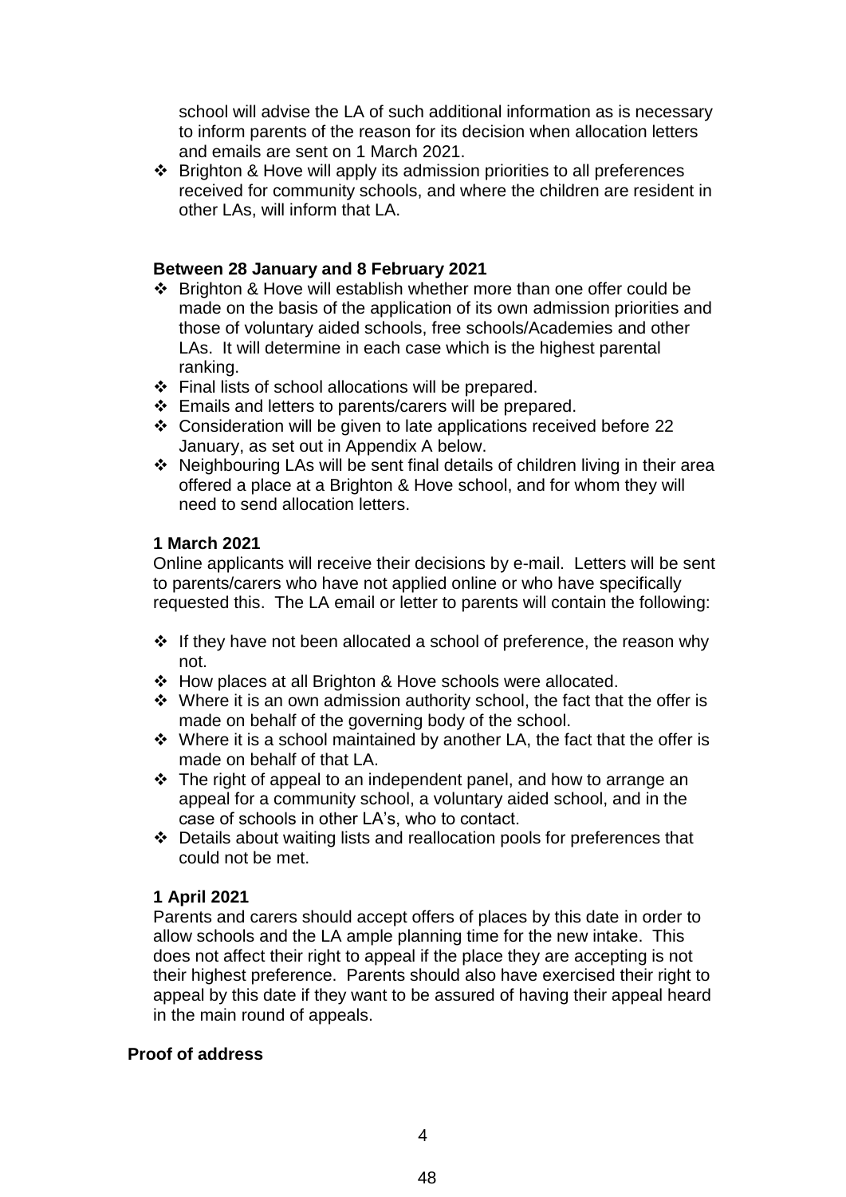school will advise the LA of such additional information as is necessary to inform parents of the reason for its decision when allocation letters and emails are sent on 1 March 2021.

- Brighton & Hove will apply its admission priorities to all preferences received for community schools, and where the children are resident in other LAs, will inform that LA.

**Between 28 January and 8 February 2021**

- Brighton & Hove will establish whether more than one offer could be made on the basis of the application of its own admission priorities and those of voluntary aided schools, free schools/Academies and other LAs. It will determine in each case which is the highest parental ranking.
- Final lists of school allocations will be prepared.
- Emails and letters to parents/carers will be prepared.
- Consideration will be given to late applications received before 22 January, as set out in Appendix A below.
- Neighbouring LAs will be sent final details of children living in their area offered a place at a Brighton & Hove school, and for whom they will need to send allocation letters.

**1 March 2021**

Online applicants will receive their decisions by e-mail. Letters will be sent to parents/carers who have not applied online or who have specifically requested this. The LA email or letter to parents will contain the following:

- If they have not been allocated a school of preference, the reason why not.
- How places at all Brighton & Hove schools were allocated.
- Where it is an own admission authority school, the fact that the offer is made on behalf of the governing body of the school.
- Where it is a school maintained by another LA, the fact that the offer is made on behalf of that LA.
- The right of appeal to an independent panel, and how to arrange an appeal for a community school, a voluntary aided school, and in the case of schools in other LA's, who to contact.
- Details about waiting lists and reallocation pools for preferences that could not be met.

**1 April 2021**

Parents and carers should accept offers of places by this date in order to allow schools and the LA ample planning time for the new intake. This does not affect their right to appeal if the place they are accepting is not their highest preference. Parents should also have exercised their right to appeal by this date if they want to be assured of having their appeal heard in the main round of appeals.

**Proof of address**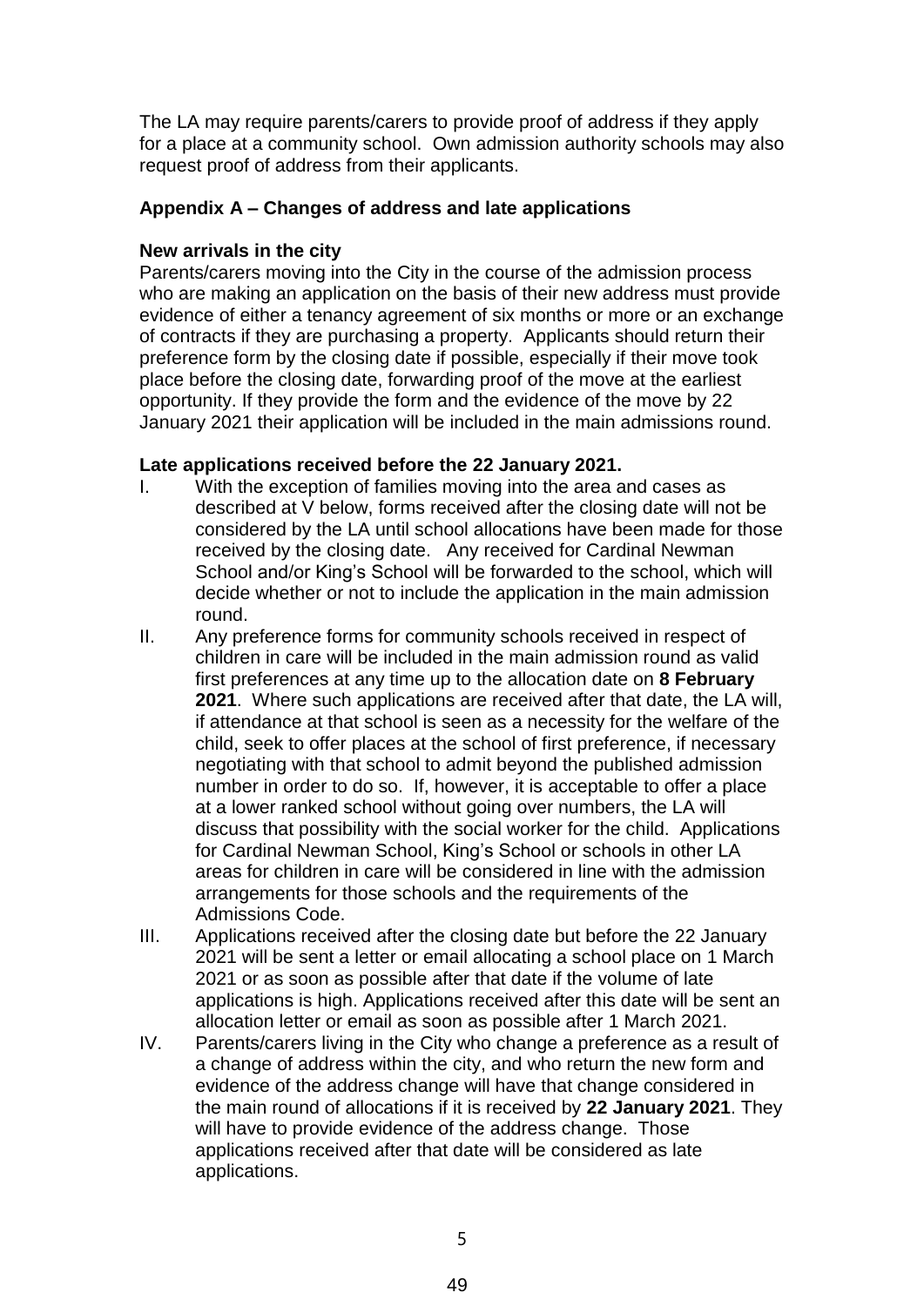The LA may require parents/carers to provide proof of address if they apply for a place at a community school. Own admission authority schools may also request proof of address from their applicants.

## Appendix A – Changes of address and late applications

### New arrivals in the city

Parents/carers moving into the City in the course of the admission process who are making an application on the basis of their new address must provide evidence of either a tenancy agreement of six months or more or an exchange of contracts if they are purchasing a property. Applicants should return their preference form by the closing date if possible, especially if their move took place before the closing date, forwarding proof of the move at the earliest opportunity. If they provide the form and the evidence of the move by 22 January 2021 their application will be included in the main admissions round.

### Late applications received before the 22 January 2021.

I. With the exception of families moving into the area and cases as described at V below, forms received after the closing date will not be considered by the LA until school allocations have been made for those received by the closing date. Any received for Cardinal Newman School and/or King's School will be forwarded to the school, which will decide whether or not to include the application in the main admission round.

II. Any preference forms for community schools received in respect of children in care will be included in the main admission round as valid first preferences at any time up to the allocation date on **8 February 2021**. Where such applications are received after that date, the LA will, if attendance at that school is seen as a necessity for the welfare of the child, seek to offer places at the school of first preference, if necessary negotiating with that school to admit beyond the published admission number in order to do so. If, however, it is acceptable to offer a place at a lower ranked school without going over numbers, the LA will discuss that possibility with the social worker for the child. Applications for Cardinal Newman School, King's School or schools in other LA areas for children in care will be considered in line with the admission arrangements for those schools and the requirements of the Admissions Code.

III. Applications received after the closing date but before the 22 January 2021 will be sent a letter or email allocating a school place on 1 March 2021 or as soon as possible after that date if the volume of late applications is high. Applications received after this date will be sent an allocation letter or email as soon as possible after 1 March 2021.

IV. Parents/carers living in the City who change a preference as a result of a change of address within the city, and who return the new form and evidence of the address change will have that change considered in the main round of allocations if it is received by **22 January 2021**. They will have to provide evidence of the address change. Those applications received after that date will be considered as late applications.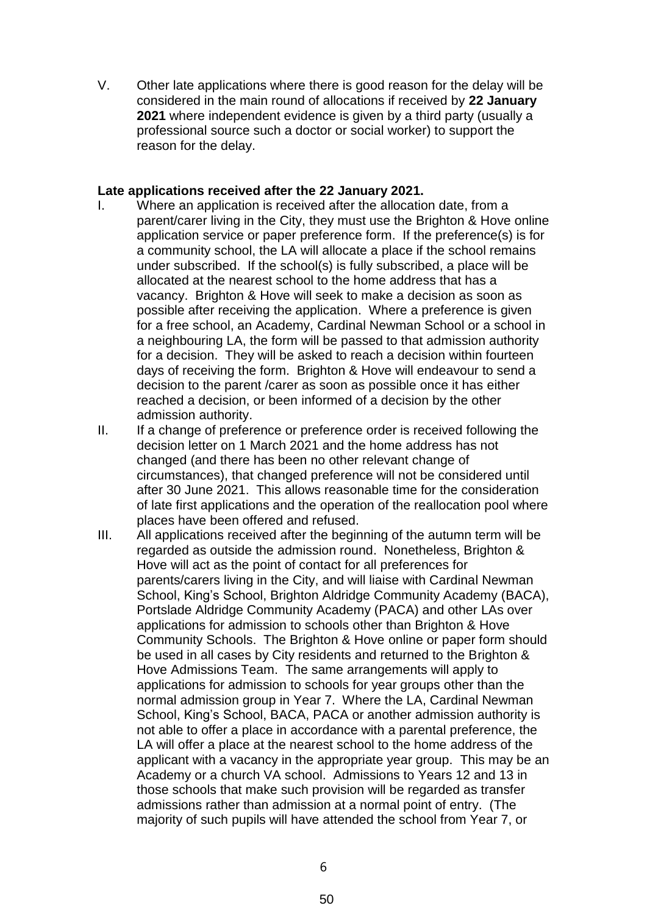V. Other late applications where there is good reason for the delay will be considered in the main round of allocations if received by **22 January 2021** where independent evidence is given by a third party (usually a professional source such a doctor or social worker) to support the reason for the delay.

**Late applications received after the 22 January 2021.**

I. Where an application is received after the allocation date, from a parent/carer living in the City, they must use the Brighton & Hove online application service or paper preference form. If the preference(s) is for a community school, the LA will allocate a place if the school remains under subscribed. If the school(s) is fully subscribed, a place will be allocated at the nearest school to the home address that has a vacancy. Brighton & Hove will seek to make a decision as soon as possible after receiving the application. Where a preference is given for a free school, an Academy, Cardinal Newman School or a school in a neighbouring LA, the form will be passed to that admission authority for a decision. They will be asked to reach a decision within fourteen days of receiving the form. Brighton & Hove will endeavour to send a decision to the parent /carer as soon as possible once it has either reached a decision, or been informed of a decision by the other admission authority.

II. If a change of preference or preference order is received following the decision letter on 1 March 2021 and the home address has not changed (and there has been no other relevant change of circumstances), that changed preference will not be considered until after 30 June 2021. This allows reasonable time for the consideration of late first applications and the operation of the reallocation pool where places have been offered and refused.

III. All applications received after the beginning of the autumn term will be regarded as outside the admission round. Nonetheless, Brighton & Hove will act as the point of contact for all preferences for parents/carers living in the City, and will liaise with Cardinal Newman School, King's School, Brighton Aldridge Community Academy (BACA), Portslade Aldridge Community Academy (PACA) and other LAs over applications for admission to schools other than Brighton & Hove Community Schools. The Brighton & Hove online or paper form should be used in all cases by City residents and returned to the Brighton & Hove Admissions Team. The same arrangements will apply to applications for admission to schools for year groups other than the normal admission group in Year 7. Where the LA, Cardinal Newman School, King's School, BACA, PACA or another admission authority is not able to offer a place in accordance with a parental preference, the LA will offer a place at the nearest school to the home address of the applicant with a vacancy in the appropriate year group. This may be an Academy or a church VA school. Admissions to Years 12 and 13 in those schools that make such provision will be regarded as transfer admissions rather than admission at a normal point of entry. (The majority of such pupils will have attended the school from Year 7, or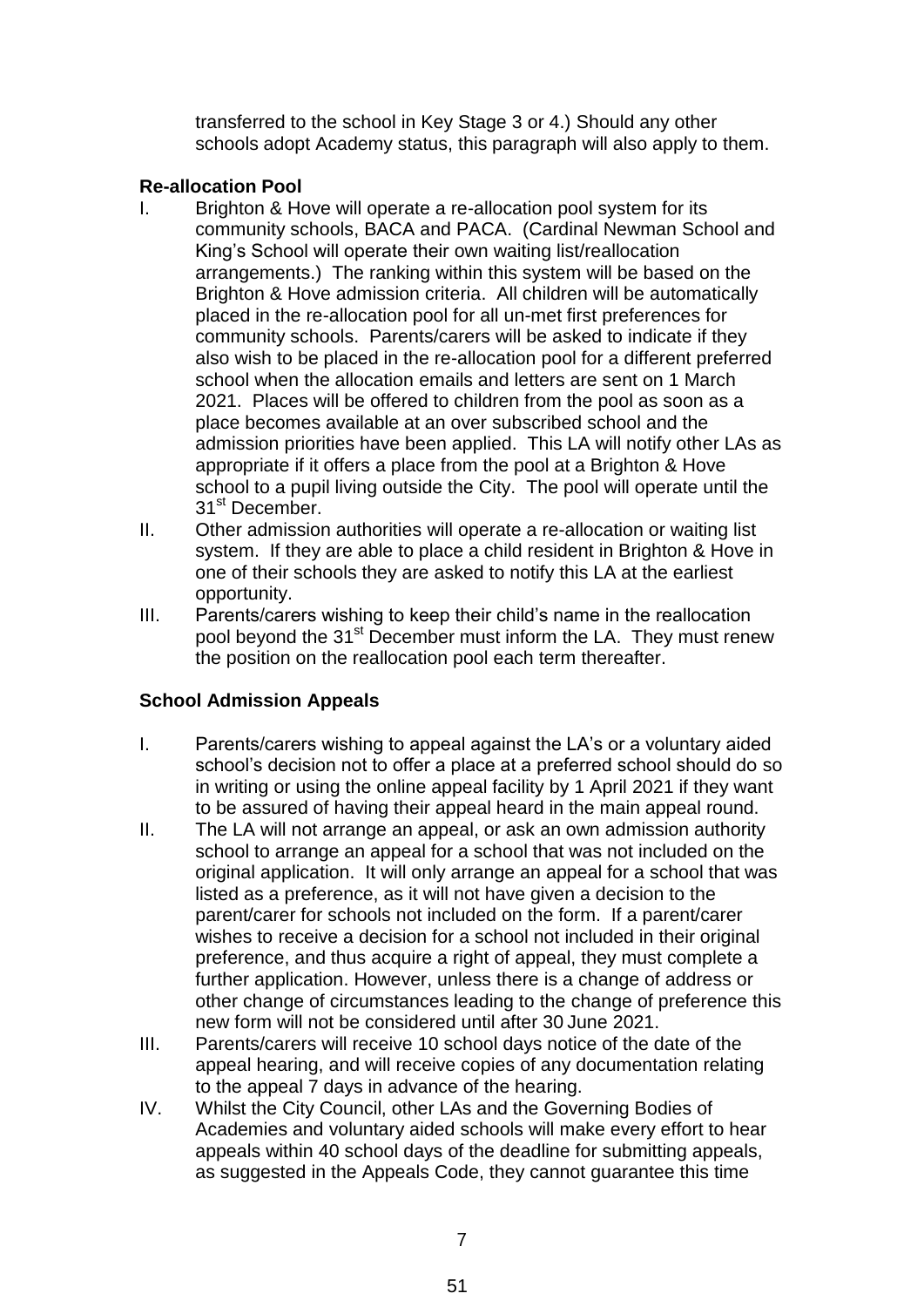transferred to the school in Key Stage 3 or 4.) Should any other schools adopt Academy status, this paragraph will also apply to them.

**Re-allocation Pool**

I. Brighton & Hove will operate a re-allocation pool system for its community schools, BACA and PACA. (Cardinal Newman School and King's School will operate their own waiting list/reallocation arrangements.) The ranking within this system will be based on the Brighton & Hove admission criteria. All children will be automatically placed in the re-allocation pool for all un-met first preferences for community schools. Parents/carers will be asked to indicate if they also wish to be placed in the re-allocation pool for a different preferred school when the allocation emails and letters are sent on 1 March 2021. Places will be offered to children from the pool as soon as a place becomes available at an over subscribed school and the admission priorities have been applied. This LA will notify other LAs as appropriate if it offers a place from the pool at a Brighton & Hove school to a pupil living outside the City. The pool will operate until the 31st December.

II. Other admission authorities will operate a re-allocation or waiting list system. If they are able to place a child resident in Brighton & Hove in one of their schools they are asked to notify this LA at the earliest opportunity.

III. Parents/carers wishing to keep their child's name in the reallocation pool beyond the 31st December must inform the LA. They must renew the position on the reallocation pool each term thereafter.

**School Admission Appeals**

I. Parents/carers wishing to appeal against the LA's or a voluntary aided school's decision not to offer a place at a preferred school should do so in writing or using the online appeal facility by 1 April 2021 if they want to be assured of having their appeal heard in the main appeal round.

II. The LA will not arrange an appeal, or ask an own admission authority school to arrange an appeal for a school that was not included on the original application. It will only arrange an appeal for a school that was listed as a preference, as it will not have given a decision to the parent/carer for schools not included on the form. If a parent/carer wishes to receive a decision for a school not included in their original preference, and thus acquire a right of appeal, they must complete a further application. However, unless there is a change of address or other change of circumstances leading to the change of preference this new form will not be considered until after 30 June 2021.

III. Parents/carers will receive 10 school days notice of the date of the appeal hearing, and will receive copies of any documentation relating to the appeal 7 days in advance of the hearing.

IV. Whilst the City Council, other LAs and the Governing Bodies of Academies and voluntary aided schools will make every effort to hear appeals within 40 school days of the deadline for submitting appeals, as suggested in the Appeals Code, they cannot guarantee this time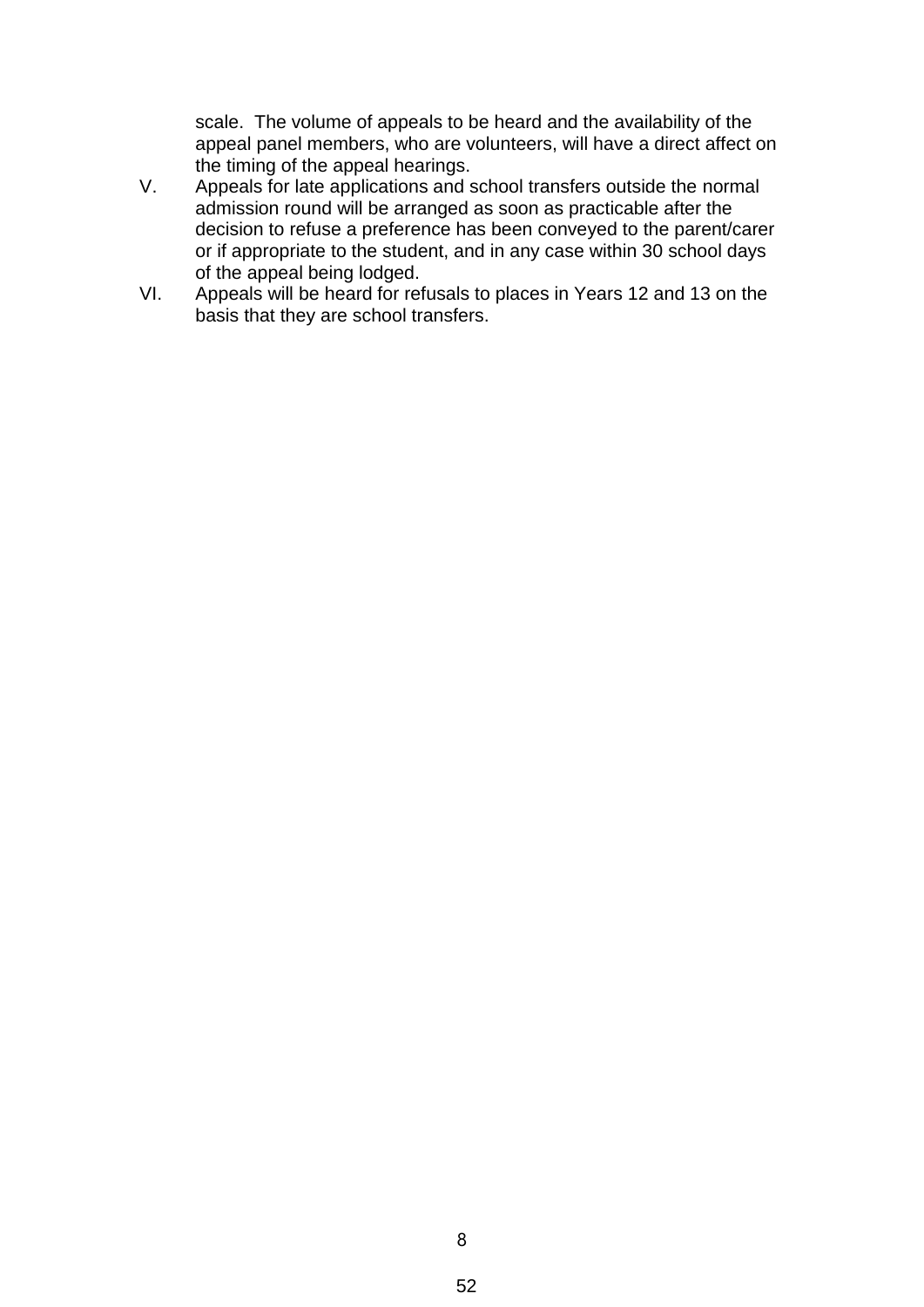scale. The volume of appeals to be heard and the availability of the appeal panel members, who are volunteers, will have a direct affect on the timing of the appeal hearings.

V. Appeals for late applications and school transfers outside the normal admission round will be arranged as soon as practicable after the decision to refuse a preference has been conveyed to the parent/carer or if appropriate to the student, and in any case within 30 school days of the appeal being lodged.

VI. Appeals will be heard for refusals to places in Years 12 and 13 on the basis that they are school transfers.